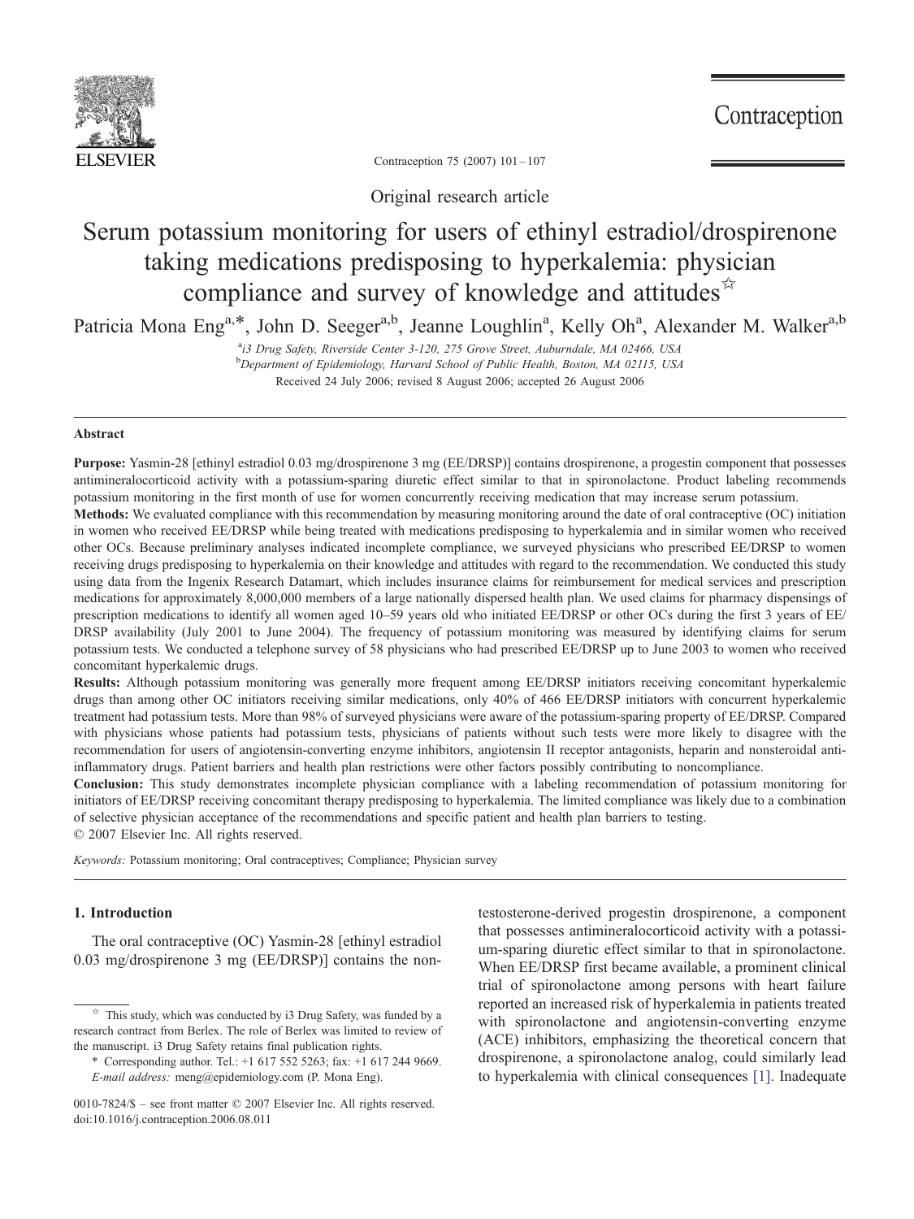Original research article

# Serum potassium monitoring for users of ethinyl estradiol/drospirenone taking medications predisposing to hyperkalemia: physician compliance and survey of knowledge and attitudes[☆]

Patricia Mona Eng[a,*], John D. Seeger[a,b], Jeanne Loughlin[a], Kelly Oh[a], Alexander M. Walker[a,b]

[a]*i3 Drug Safety, Riverside Center 3-120, 275 Grove Street, Auburndale, MA 02466, USA*

[b]*Department of Epidemiology, Harvard School of Public Health, Boston, MA 02115, USA*

Received 24 July 2006; revised 8 August 2006; accepted 26 August 2006

## Abstract

**Purpose:** Yasmin-28 [ethinyl estradiol 0.03 mg/drospirenone 3 mg (EE/DRSP)] contains drospirenone, a progestin component that possesses antimineralocorticoid activity with a potassium-sparing diuretic effect similar to that in spironolactone. Product labeling recommends potassium monitoring in the first month of use for women concurrently receiving medication that may increase serum potassium.

**Methods:** We evaluated compliance with this recommendation by measuring monitoring around the date of oral contraceptive (OC) initiation in women who received EE/DRSP while being treated with medications predisposing to hyperkalemia and in similar women who received other OCs. Because preliminary analyses indicated incomplete compliance, we surveyed physicians who prescribed EE/DRSP to women receiving drugs predisposing to hyperkalemia on their knowledge and attitudes with regard to the recommendation. We conducted this study using data from the Ingenix Research Datamart, which includes insurance claims for reimbursement for medical services and prescription medications for approximately 8,000,000 members of a large nationally dispersed health plan. We used claims for pharmacy dispensings of prescription medications to identify all women aged 10–59 years old who initiated EE/DRSP or other OCs during the first 3 years of EE/DRSP availability (July 2001 to June 2004). The frequency of potassium monitoring was measured by identifying claims for serum potassium tests. We conducted a telephone survey of 58 physicians who had prescribed EE/DRSP up to June 2003 to women who received concomitant hyperkalemic drugs.

**Results:** Although potassium monitoring was generally more frequent among EE/DRSP initiators receiving concomitant hyperkalemic drugs than among other OC initiators receiving similar medications, only 40% of 466 EE/DRSP initiators with concurrent hyperkalemic treatment had potassium tests. More than 98% of surveyed physicians were aware of the potassium-sparing property of EE/DRSP. Compared with physicians whose patients had potassium tests, physicians of patients without such tests were more likely to disagree with the recommendation for users of angiotensin-converting enzyme inhibitors, angiotensin II receptor antagonists, heparin and nonsteroidal anti-inflammatory drugs. Patient barriers and health plan restrictions were other factors possibly contributing to noncompliance.

**Conclusion:** This study demonstrates incomplete physician compliance with a labeling recommendation of potassium monitoring for initiators of EE/DRSP receiving concomitant therapy predisposing to hyperkalemia. The limited compliance was likely due to a combination of selective physician acceptance of the recommendations and specific patient and health plan barriers to testing.

© 2007 Elsevier Inc. All rights reserved.

*Keywords:* Potassium monitoring; Oral contraceptives; Compliance; Physician survey

## 1. Introduction

The oral contraceptive (OC) Yasmin-28 [ethinyl estradiol 0.03 mg/drospirenone 3 mg (EE/DRSP)] contains the non-testosterone-derived progestin drospirenone, a component that possesses antimineralocorticoid activity with a potassium-sparing diuretic effect similar to that in spironolactone. When EE/DRSP first became available, a prominent clinical trial of spironolactone among persons with heart failure reported an increased risk of hyperkalemia in patients treated with spironolactone and angiotensin-converting enzyme (ACE) inhibitors, emphasizing the theoretical concern that drospirenone, a spironolactone analog, could similarly lead to hyperkalemia with clinical consequences [1]. Inadequate

---

☆ This study, which was conducted by i3 Drug Safety, was funded by a research contract from Berlex. The role of Berlex was limited to review of the manuscript. i3 Drug Safety retains final publication rights.

\* Corresponding author. Tel.: +1 617 552 5263; fax: +1 617 244 9669. *E-mail address:* meng@epidemiology.com (P. Mona Eng).

0010-7824/$ – see front matter © 2007 Elsevier Inc. All rights reserved.
doi:10.1016/j.contraception.2006.08.011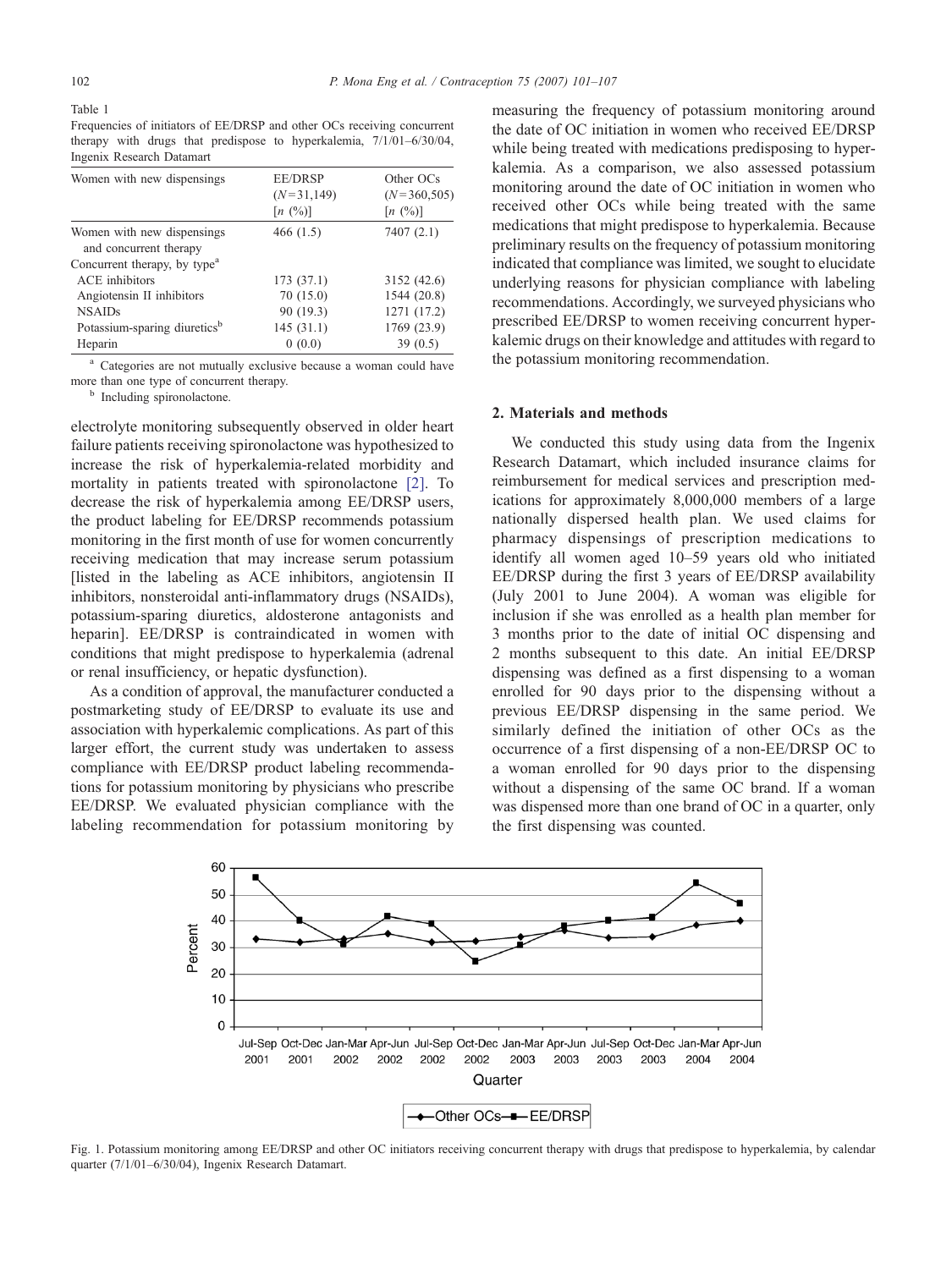Table 1
Frequencies of initiators of EE/DRSP and other OCs receiving concurrent therapy with drugs that predispose to hyperkalemia, 7/1/01–6/30/04, Ingenix Research Datamart

| Women with new dispensings | EE/DRSP ($N$=31,149) [$n$ (%)] | Other OCs ($N$=360,505) [$n$ (%)] |
|---|---|---|
| Women with new dispensings and concurrent therapy | 466 (1.5) | 7407 (2.1) |
| Concurrent therapy, by type[a] | | |
| ACE inhibitors | 173 (37.1) | 3152 (42.6) |
| Angiotensin II inhibitors | 70 (15.0) | 1544 (20.8) |
| NSAIDs | 90 (19.3) | 1271 (17.2) |
| Potassium-sparing diuretics[b] | 145 (31.1) | 1769 (23.9) |
| Heparin | 0 (0.0) | 39 (0.5) |

[a] Categories are not mutually exclusive because a woman could have more than one type of concurrent therapy.

[b] Including spironolactone.

electrolyte monitoring subsequently observed in older heart failure patients receiving spironolactone was hypothesized to increase the risk of hyperkalemia-related morbidity and mortality in patients treated with spironolactone [2]. To decrease the risk of hyperkalemia among EE/DRSP users, the product labeling for EE/DRSP recommends potassium monitoring in the first month of use for women concurrently receiving medication that may increase serum potassium [listed in the labeling as ACE inhibitors, angiotensin II inhibitors, nonsteroidal anti-inflammatory drugs (NSAIDs), potassium-sparing diuretics, aldosterone antagonists and heparin]. EE/DRSP is contraindicated in women with conditions that might predispose to hyperkalemia (adrenal or renal insufficiency, or hepatic dysfunction).

As a condition of approval, the manufacturer conducted a postmarketing study of EE/DRSP to evaluate its use and association with hyperkalemic complications. As part of this larger effort, the current study was undertaken to assess compliance with EE/DRSP product labeling recommendations for potassium monitoring by physicians who prescribe EE/DRSP. We evaluated physician compliance with the labeling recommendation for potassium monitoring by measuring the frequency of potassium monitoring around the date of OC initiation in women who received EE/DRSP while being treated with medications predisposing to hyperkalemia. As a comparison, we also assessed potassium monitoring around the date of OC initiation in women who received other OCs while being treated with the same medications that might predispose to hyperkalemia. Because preliminary results on the frequency of potassium monitoring indicated that compliance was limited, we sought to elucidate underlying reasons for physician compliance with labeling recommendations. Accordingly, we surveyed physicians who prescribed EE/DRSP to women receiving concurrent hyperkalemic drugs on their knowledge and attitudes with regard to the potassium monitoring recommendation.

## 2. Materials and methods

We conducted this study using data from the Ingenix Research Datamart, which included insurance claims for reimbursement for medical services and prescription medications for approximately 8,000,000 members of a large nationally dispersed health plan. We used claims for pharmacy dispensings of prescription medications to identify all women aged 10–59 years old who initiated EE/DRSP during the first 3 years of EE/DRSP availability (July 2001 to June 2004). A woman was eligible for inclusion if she was enrolled as a health plan member for 3 months prior to the date of initial OC dispensing and 2 months subsequent to this date. An initial EE/DRSP dispensing was defined as a first dispensing to a woman enrolled for 90 days prior to the dispensing without a previous EE/DRSP dispensing in the same period. We similarly defined the initiation of other OCs as the occurrence of a first dispensing of a non-EE/DRSP OC to a woman enrolled for 90 days prior to the dispensing without a dispensing of the same OC brand. If a woman was dispensed more than one brand of OC in a quarter, only the first dispensing was counted.

Fig. 1. Potassium monitoring among EE/DRSP and other OC initiators receiving concurrent therapy with drugs that predispose to hyperkalemia, by calendar quarter (7/1/01–6/30/04), Ingenix Research Datamart.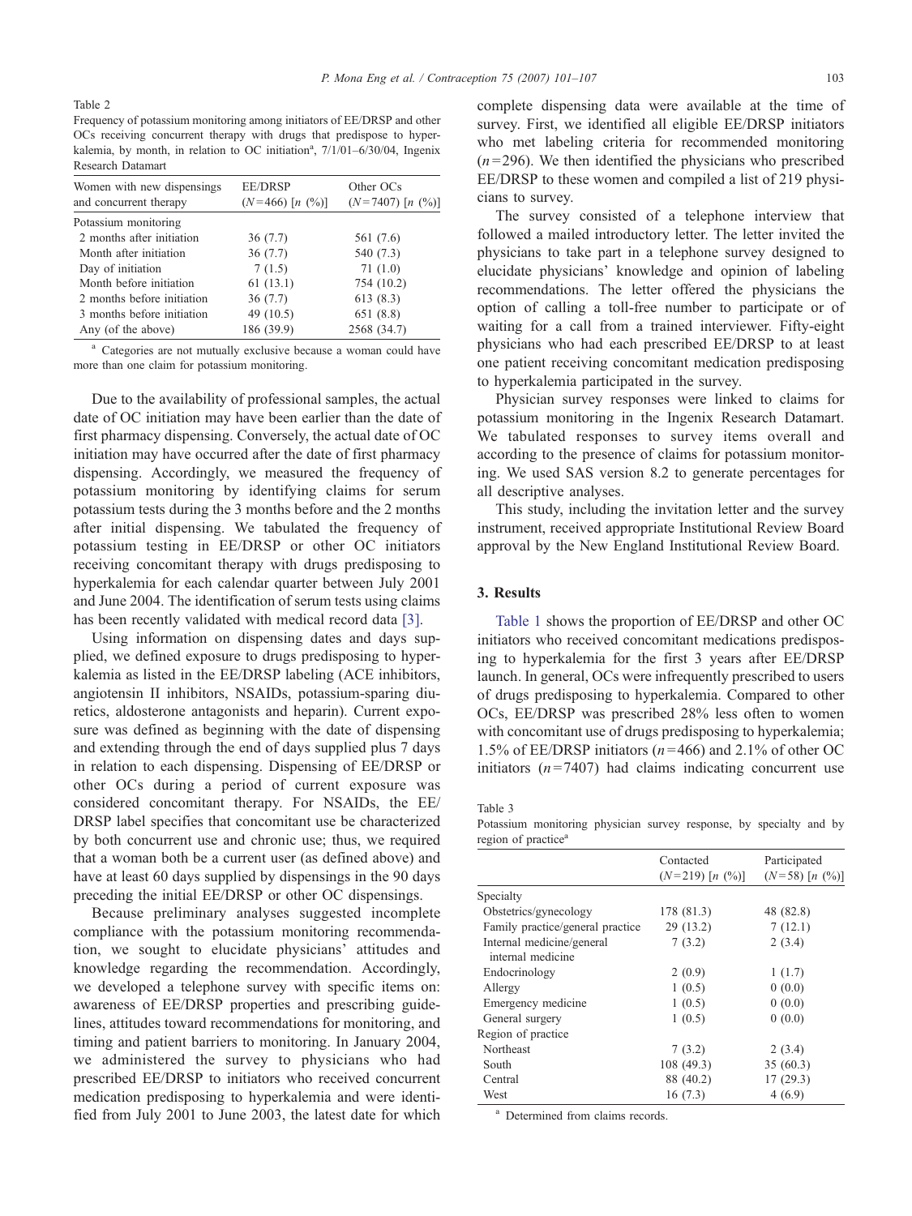Table 2
Frequency of potassium monitoring among initiators of EE/DRSP and other OCs receiving concurrent therapy with drugs that predispose to hyperkalemia, by month, in relation to OC initiation[a], 7/1/01–6/30/04, Ingenix Research Datamart

| Women with new dispensings and concurrent therapy | EE/DRSP ($N$=466) [$n$ (%)] | Other OCs ($N$=7407) [$n$ (%)] |
|---|---|---|
| Potassium monitoring | | |
| 2 months after initiation | 36 (7.7) | 561 (7.6) |
| Month after initiation | 36 (7.7) | 540 (7.3) |
| Day of initiation | 7 (1.5) | 71 (1.0) |
| Month before initiation | 61 (13.1) | 754 (10.2) |
| 2 months before initiation | 36 (7.7) | 613 (8.3) |
| 3 months before initiation | 49 (10.5) | 651 (8.8) |
| Any (of the above) | 186 (39.9) | 2568 (34.7) |

[a] Categories are not mutually exclusive because a woman could have more than one claim for potassium monitoring.

Due to the availability of professional samples, the actual date of OC initiation may have been earlier than the date of first pharmacy dispensing. Conversely, the actual date of OC initiation may have occurred after the date of first pharmacy dispensing. Accordingly, we measured the frequency of potassium monitoring by identifying claims for serum potassium tests during the 3 months before and the 2 months after initial dispensing. We tabulated the frequency of potassium testing in EE/DRSP or other OC initiators receiving concomitant therapy with drugs predisposing to hyperkalemia for each calendar quarter between July 2001 and June 2004. The identification of serum tests using claims has been recently validated with medical record data [3].

Using information on dispensing dates and days supplied, we defined exposure to drugs predisposing to hyperkalemia as listed in the EE/DRSP labeling (ACE inhibitors, angiotensin II inhibitors, NSAIDs, potassium-sparing diuretics, aldosterone antagonists and heparin). Current exposure was defined as beginning with the date of dispensing and extending through the end of days supplied plus 7 days in relation to each dispensing. Dispensing of EE/DRSP or other OCs during a period of current exposure was considered concomitant therapy. For NSAIDs, the EE/DRSP label specifies that concomitant use be characterized by both concurrent use and chronic use; thus, we required that a woman both be a current user (as defined above) and have at least 60 days supplied by dispensings in the 90 days preceding the initial EE/DRSP or other OC dispensings.

Because preliminary analyses suggested incomplete compliance with the potassium monitoring recommendation, we sought to elucidate physicians' attitudes and knowledge regarding the recommendation. Accordingly, we developed a telephone survey with specific items on: awareness of EE/DRSP properties and prescribing guidelines, attitudes toward recommendations for monitoring, and timing and patient barriers to monitoring. In January 2004, we administered the survey to physicians who had prescribed EE/DRSP to initiators who received concurrent medication predisposing to hyperkalemia and were identified from July 2001 to June 2003, the latest date for which complete dispensing data were available at the time of survey. First, we identified all eligible EE/DRSP initiators who met labeling criteria for recommended monitoring ($n$=296). We then identified the physicians who prescribed EE/DRSP to these women and compiled a list of 219 physicians to survey.

The survey consisted of a telephone interview that followed a mailed introductory letter. The letter invited the physicians to take part in a telephone survey designed to elucidate physicians' knowledge and opinion of labeling recommendations. The letter offered the physicians the option of calling a toll-free number to participate or of waiting for a call from a trained interviewer. Fifty-eight physicians who had each prescribed EE/DRSP to at least one patient receiving concomitant medication predisposing to hyperkalemia participated in the survey.

Physician survey responses were linked to claims for potassium monitoring in the Ingenix Research Datamart. We tabulated responses to survey items overall and according to the presence of claims for potassium monitoring. We used SAS version 8.2 to generate percentages for all descriptive analyses.

This study, including the invitation letter and the survey instrument, received appropriate Institutional Review Board approval by the New England Institutional Review Board.

## 3. Results

Table 1 shows the proportion of EE/DRSP and other OC initiators who received concomitant medications predisposing to hyperkalemia for the first 3 years after EE/DRSP launch. In general, OCs were infrequently prescribed to users of drugs predisposing to hyperkalemia. Compared to other OCs, EE/DRSP was prescribed 28% less often to women with concomitant use of drugs predisposing to hyperkalemia; 1.5% of EE/DRSP initiators ($n$=466) and 2.1% of other OC initiators ($n$=7407) had claims indicating concurrent use

Table 3
Potassium monitoring physician survey response, by specialty and by region of practice[a]

| | Contacted ($N$=219) [$n$ (%)] | Participated ($N$=58) [$n$ (%)] |
|---|---|---|
| Specialty | | |
| Obstetrics/gynecology | 178 (81.3) | 48 (82.8) |
| Family practice/general practice | 29 (13.2) | 7 (12.1) |
| Internal medicine/general internal medicine | 7 (3.2) | 2 (3.4) |
| Endocrinology | 2 (0.9) | 1 (1.7) |
| Allergy | 1 (0.5) | 0 (0.0) |
| Emergency medicine | 1 (0.5) | 0 (0.0) |
| General surgery | 1 (0.5) | 0 (0.0) |
| Region of practice | | |
| Northeast | 7 (3.2) | 2 (3.4) |
| South | 108 (49.3) | 35 (60.3) |
| Central | 88 (40.2) | 17 (29.3) |
| West | 16 (7.3) | 4 (6.9) |

[a] Determined from claims records.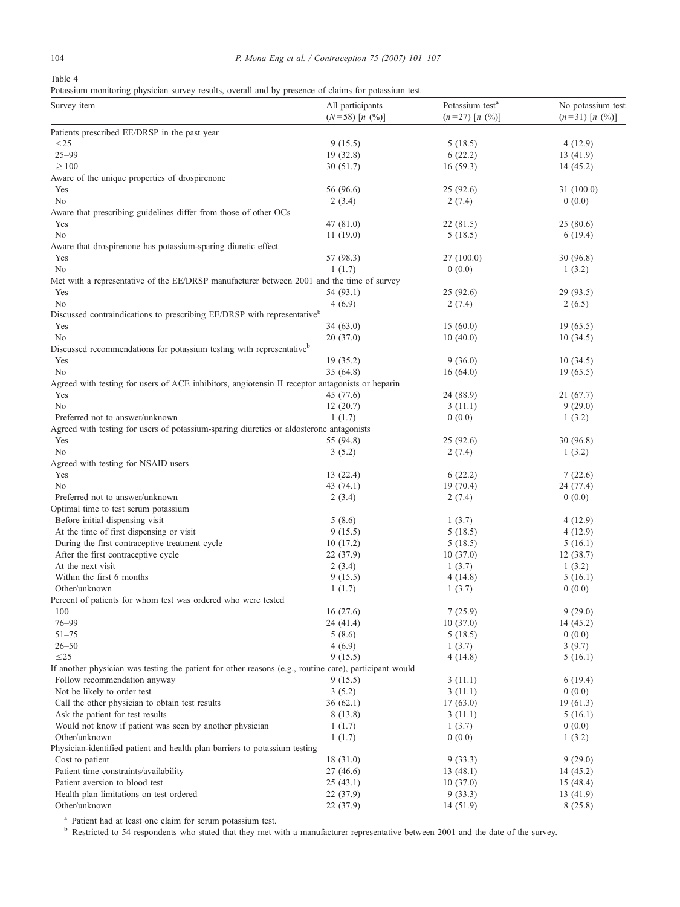Table 4

Potassium monitoring physician survey results, overall and by presence of claims for potassium test

| Survey item | All participants ($N$=58) [$n$ (%)] | Potassium test[a] ($n$=27) [$n$ (%)] | No potassium test ($n$=31) [$n$ (%)] |
|---|---|---|---|
| Patients prescribed EE/DRSP in the past year | | | |
| <25 | 9 (15.5) | 5 (18.5) | 4 (12.9) |
| 25–99 | 19 (32.8) | 6 (22.2) | 13 (41.9) |
| ≥100 | 30 (51.7) | 16 (59.3) | 14 (45.2) |
| Aware of the unique properties of drospirenone | | | |
| Yes | 56 (96.6) | 25 (92.6) | 31 (100.0) |
| No | 2 (3.4) | 2 (7.4) | 0 (0.0) |
| Aware that prescribing guidelines differ from those of other OCs | | | |
| Yes | 47 (81.0) | 22 (81.5) | 25 (80.6) |
| No | 11 (19.0) | 5 (18.5) | 6 (19.4) |
| Aware that drospirenone has potassium-sparing diuretic effect | | | |
| Yes | 57 (98.3) | 27 (100.0) | 30 (96.8) |
| No | 1 (1.7) | 0 (0.0) | 1 (3.2) |
| Met with a representative of the EE/DRSP manufacturer between 2001 and the time of survey | | | |
| Yes | 54 (93.1) | 25 (92.6) | 29 (93.5) |
| No | 4 (6.9) | 2 (7.4) | 2 (6.5) |
| Discussed contraindications to prescribing EE/DRSP with representative[b] | | | |
| Yes | 34 (63.0) | 15 (60.0) | 19 (65.5) |
| No | 20 (37.0) | 10 (40.0) | 10 (34.5) |
| Discussed recommendations for potassium testing with representative[b] | | | |
| Yes | 19 (35.2) | 9 (36.0) | 10 (34.5) |
| No | 35 (64.8) | 16 (64.0) | 19 (65.5) |
| Agreed with testing for users of ACE inhibitors, angiotensin II receptor antagonists or heparin | | | |
| Yes | 45 (77.6) | 24 (88.9) | 21 (67.7) |
| No | 12 (20.7) | 3 (11.1) | 9 (29.0) |
| Preferred not to answer/unknown | 1 (1.7) | 0 (0.0) | 1 (3.2) |
| Agreed with testing for users of potassium-sparing diuretics or aldosterone antagonists | | | |
| Yes | 55 (94.8) | 25 (92.6) | 30 (96.8) |
| No | 3 (5.2) | 2 (7.4) | 1 (3.2) |
| Agreed with testing for NSAID users | | | |
| Yes | 13 (22.4) | 6 (22.2) | 7 (22.6) |
| No | 43 (74.1) | 19 (70.4) | 24 (77.4) |
| Preferred not to answer/unknown | 2 (3.4) | 2 (7.4) | 0 (0.0) |
| Optimal time to test serum potassium | | | |
| Before initial dispensing visit | 5 (8.6) | 1 (3.7) | 4 (12.9) |
| At the time of first dispensing or visit | 9 (15.5) | 5 (18.5) | 4 (12.9) |
| During the first contraceptive treatment cycle | 10 (17.2) | 5 (18.5) | 5 (16.1) |
| After the first contraceptive cycle | 22 (37.9) | 10 (37.0) | 12 (38.7) |
| At the next visit | 2 (3.4) | 1 (3.7) | 1 (3.2) |
| Within the first 6 months | 9 (15.5) | 4 (14.8) | 5 (16.1) |
| Other/unknown | 1 (1.7) | 1 (3.7) | 0 (0.0) |
| Percent of patients for whom test was ordered who were tested | | | |
| 100 | 16 (27.6) | 7 (25.9) | 9 (29.0) |
| 76–99 | 24 (41.4) | 10 (37.0) | 14 (45.2) |
| 51–75 | 5 (8.6) | 5 (18.5) | 0 (0.0) |
| 26–50 | 4 (6.9) | 1 (3.7) | 3 (9.7) |
| ≤25 | 9 (15.5) | 4 (14.8) | 5 (16.1) |
| If another physician was testing the patient for other reasons (e.g., routine care), participant would | | | |
| Follow recommendation anyway | 9 (15.5) | 3 (11.1) | 6 (19.4) |
| Not be likely to order test | 3 (5.2) | 3 (11.1) | 0 (0.0) |
| Call the other physician to obtain test results | 36 (62.1) | 17 (63.0) | 19 (61.3) |
| Ask the patient for test results | 8 (13.8) | 3 (11.1) | 5 (16.1) |
| Would not know if patient was seen by another physician | 1 (1.7) | 1 (3.7) | 0 (0.0) |
| Other/unknown | 1 (1.7) | 0 (0.0) | 1 (3.2) |
| Physician-identified patient and health plan barriers to potassium testing | | | |
| Cost to patient | 18 (31.0) | 9 (33.3) | 9 (29.0) |
| Patient time constraints/availability | 27 (46.6) | 13 (48.1) | 14 (45.2) |
| Patient aversion to blood test | 25 (43.1) | 10 (37.0) | 15 (48.4) |
| Health plan limitations on test ordered | 22 (37.9) | 9 (33.3) | 13 (41.9) |
| Other/unknown | 22 (37.9) | 14 (51.9) | 8 (25.8) |

[a] Patient had at least one claim for serum potassium test.

[b] Restricted to 54 respondents who stated that they met with a manufacturer representative between 2001 and the date of the survey.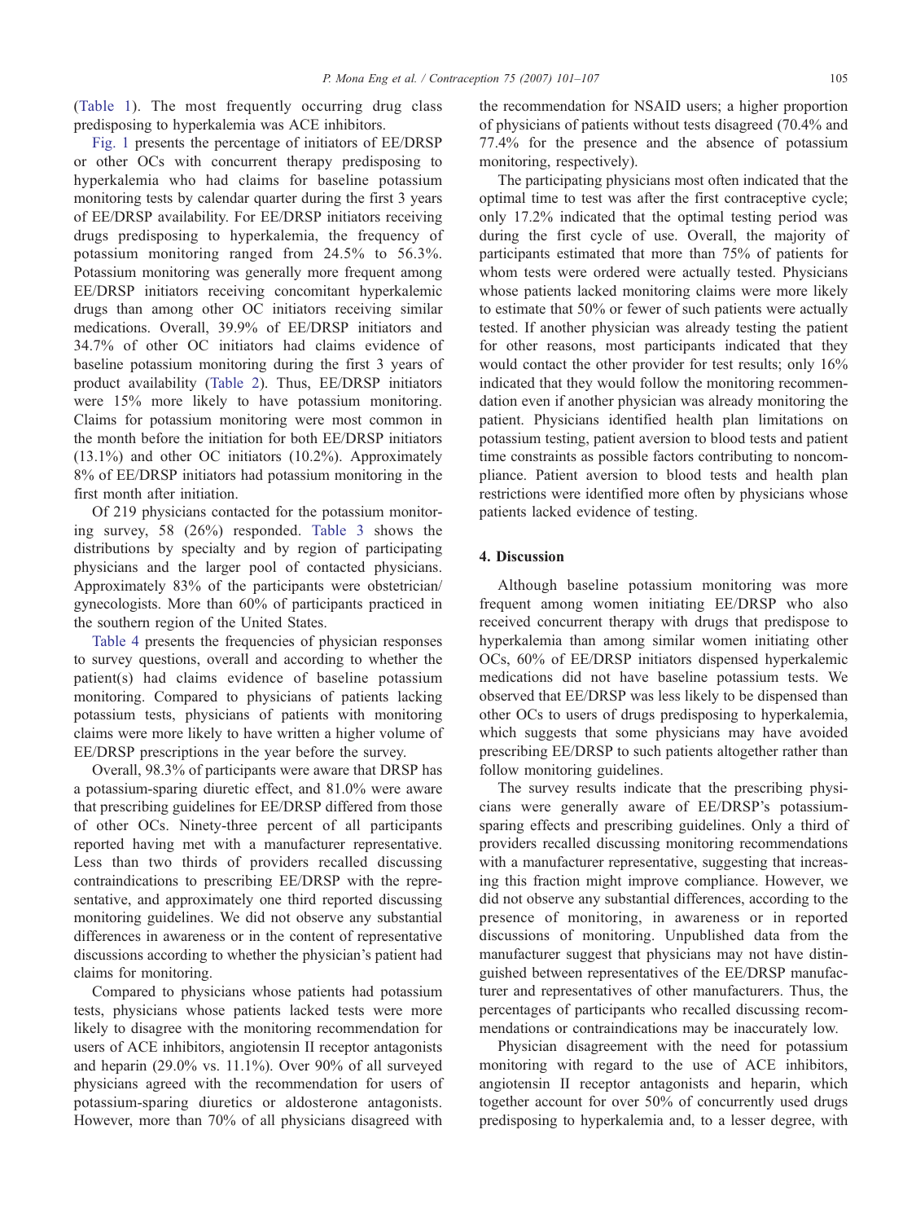(Table 1). The most frequently occurring drug class predisposing to hyperkalemia was ACE inhibitors.

Fig. 1 presents the percentage of initiators of EE/DRSP or other OCs with concurrent therapy predisposing to hyperkalemia who had claims for baseline potassium monitoring tests by calendar quarter during the first 3 years of EE/DRSP availability. For EE/DRSP initiators receiving drugs predisposing to hyperkalemia, the frequency of potassium monitoring ranged from 24.5% to 56.3%. Potassium monitoring was generally more frequent among EE/DRSP initiators receiving concomitant hyperkalemic drugs than among other OC initiators receiving similar medications. Overall, 39.9% of EE/DRSP initiators and 34.7% of other OC initiators had claims evidence of baseline potassium monitoring during the first 3 years of product availability (Table 2). Thus, EE/DRSP initiators were 15% more likely to have potassium monitoring. Claims for potassium monitoring were most common in the month before the initiation for both EE/DRSP initiators (13.1%) and other OC initiators (10.2%). Approximately 8% of EE/DRSP initiators had potassium monitoring in the first month after initiation.

Of 219 physicians contacted for the potassium monitoring survey, 58 (26%) responded. Table 3 shows the distributions by specialty and by region of participating physicians and the larger pool of contacted physicians. Approximately 83% of the participants were obstetrician/gynecologists. More than 60% of participants practiced in the southern region of the United States.

Table 4 presents the frequencies of physician responses to survey questions, overall and according to whether the patient(s) had claims evidence of baseline potassium monitoring. Compared to physicians of patients lacking potassium tests, physicians of patients with monitoring claims were more likely to have written a higher volume of EE/DRSP prescriptions in the year before the survey.

Overall, 98.3% of participants were aware that DRSP has a potassium-sparing diuretic effect, and 81.0% were aware that prescribing guidelines for EE/DRSP differed from those of other OCs. Ninety-three percent of all participants reported having met with a manufacturer representative. Less than two thirds of providers recalled discussing contraindications to prescribing EE/DRSP with the representative, and approximately one third reported discussing monitoring guidelines. We did not observe any substantial differences in awareness or in the content of representative discussions according to whether the physician's patient had claims for monitoring.

Compared to physicians whose patients had potassium tests, physicians whose patients lacked tests were more likely to disagree with the monitoring recommendation for users of ACE inhibitors, angiotensin II receptor antagonists and heparin (29.0% vs. 11.1%). Over 90% of all surveyed physicians agreed with the recommendation for users of potassium-sparing diuretics or aldosterone antagonists. However, more than 70% of all physicians disagreed with the recommendation for NSAID users; a higher proportion of physicians of patients without tests disagreed (70.4% and 77.4% for the presence and the absence of potassium monitoring, respectively).

The participating physicians most often indicated that the optimal time to test was after the first contraceptive cycle; only 17.2% indicated that the optimal testing period was during the first cycle of use. Overall, the majority of participants estimated that more than 75% of patients for whom tests were ordered were actually tested. Physicians whose patients lacked monitoring claims were more likely to estimate that 50% or fewer of such patients were actually tested. If another physician was already testing the patient for other reasons, most participants indicated that they would contact the other provider for test results; only 16% indicated that they would follow the monitoring recommendation even if another physician was already monitoring the patient. Physicians identified health plan limitations on potassium testing, patient aversion to blood tests and patient time constraints as possible factors contributing to noncompliance. Patient aversion to blood tests and health plan restrictions were identified more often by physicians whose patients lacked evidence of testing.

## 4. Discussion

Although baseline potassium monitoring was more frequent among women initiating EE/DRSP who also received concurrent therapy with drugs that predispose to hyperkalemia than among similar women initiating other OCs, 60% of EE/DRSP initiators dispensed hyperkalemic medications did not have baseline potassium tests. We observed that EE/DRSP was less likely to be dispensed than other OCs to users of drugs predisposing to hyperkalemia, which suggests that some physicians may have avoided prescribing EE/DRSP to such patients altogether rather than follow monitoring guidelines.

The survey results indicate that the prescribing physicians were generally aware of EE/DRSP's potassium-sparing effects and prescribing guidelines. Only a third of providers recalled discussing monitoring recommendations with a manufacturer representative, suggesting that increasing this fraction might improve compliance. However, we did not observe any substantial differences, according to the presence of monitoring, in awareness or in reported discussions of monitoring. Unpublished data from the manufacturer suggest that physicians may not have distinguished between representatives of the EE/DRSP manufacturer and representatives of other manufacturers. Thus, the percentages of participants who recalled discussing recommendations or contraindications may be inaccurately low.

Physician disagreement with the need for potassium monitoring with regard to the use of ACE inhibitors, angiotensin II receptor antagonists and heparin, which together account for over 50% of concurrently used drugs predisposing to hyperkalemia and, to a lesser degree, with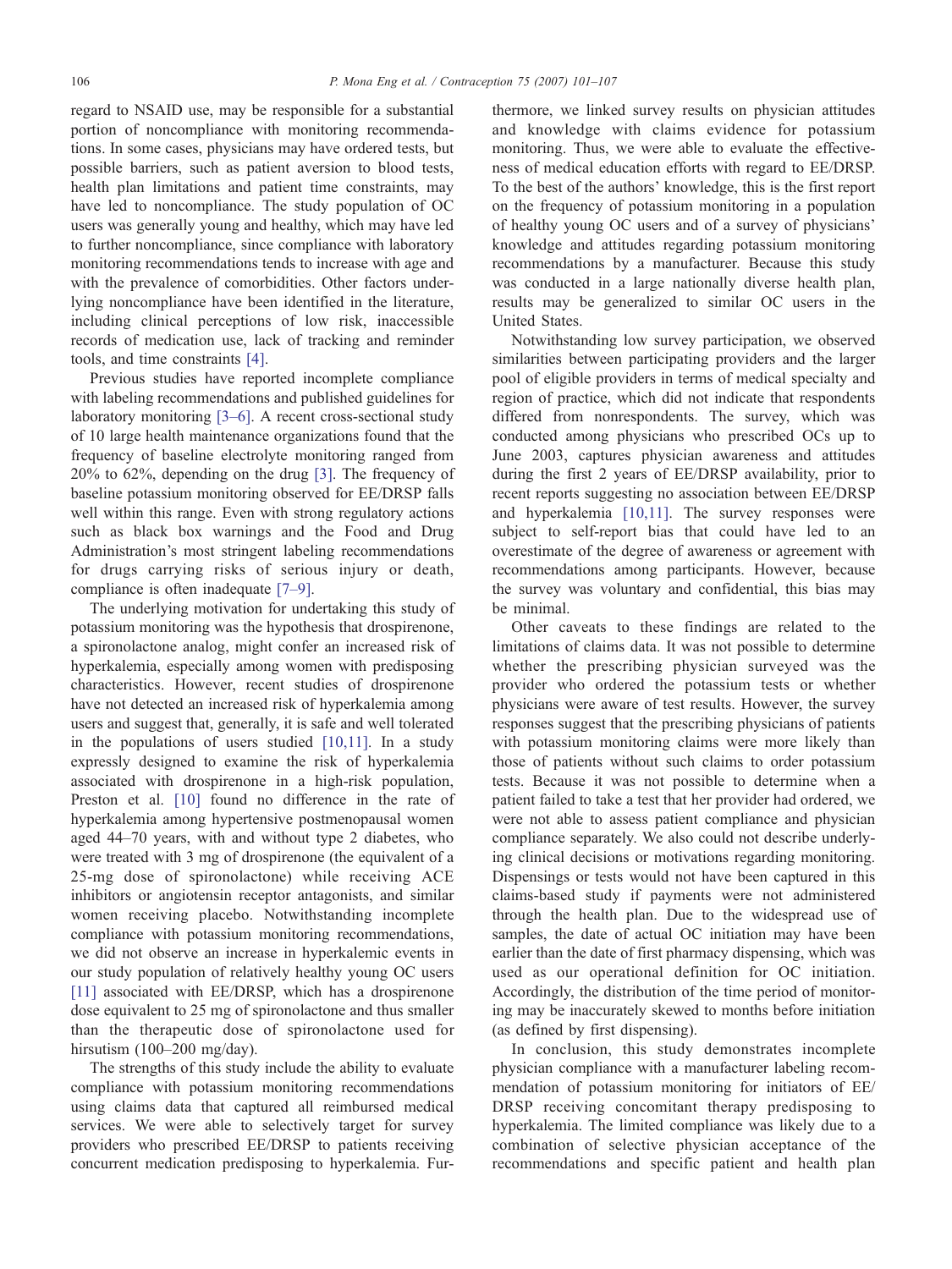regard to NSAID use, may be responsible for a substantial portion of noncompliance with monitoring recommendations. In some cases, physicians may have ordered tests, but possible barriers, such as patient aversion to blood tests, health plan limitations and patient time constraints, may have led to noncompliance. The study population of OC users was generally young and healthy, which may have led to further noncompliance, since compliance with laboratory monitoring recommendations tends to increase with age and with the prevalence of comorbidities. Other factors underlying noncompliance have been identified in the literature, including clinical perceptions of low risk, inaccessible records of medication use, lack of tracking and reminder tools, and time constraints [4].

Previous studies have reported incomplete compliance with labeling recommendations and published guidelines for laboratory monitoring [3–6]. A recent cross-sectional study of 10 large health maintenance organizations found that the frequency of baseline electrolyte monitoring ranged from 20% to 62%, depending on the drug [3]. The frequency of baseline potassium monitoring observed for EE/DRSP falls well within this range. Even with strong regulatory actions such as black box warnings and the Food and Drug Administration's most stringent labeling recommendations for drugs carrying risks of serious injury or death, compliance is often inadequate [7–9].

The underlying motivation for undertaking this study of potassium monitoring was the hypothesis that drospirenone, a spironolactone analog, might confer an increased risk of hyperkalemia, especially among women with predisposing characteristics. However, recent studies of drospirenone have not detected an increased risk of hyperkalemia among users and suggest that, generally, it is safe and well tolerated in the populations of users studied [10,11]. In a study expressly designed to examine the risk of hyperkalemia associated with drospirenone in a high-risk population, Preston et al. [10] found no difference in the rate of hyperkalemia among hypertensive postmenopausal women aged 44–70 years, with and without type 2 diabetes, who were treated with 3 mg of drospirenone (the equivalent of a 25-mg dose of spironolactone) while receiving ACE inhibitors or angiotensin receptor antagonists, and similar women receiving placebo. Notwithstanding incomplete compliance with potassium monitoring recommendations, we did not observe an increase in hyperkalemic events in our study population of relatively healthy young OC users [11] associated with EE/DRSP, which has a drospirenone dose equivalent to 25 mg of spironolactone and thus smaller than the therapeutic dose of spironolactone used for hirsutism (100–200 mg/day).

The strengths of this study include the ability to evaluate compliance with potassium monitoring recommendations using claims data that captured all reimbursed medical services. We were able to selectively target for survey providers who prescribed EE/DRSP to patients receiving concurrent medication predisposing to hyperkalemia. Furthermore, we linked survey results on physician attitudes and knowledge with claims evidence for potassium monitoring. Thus, we were able to evaluate the effectiveness of medical education efforts with regard to EE/DRSP. To the best of the authors' knowledge, this is the first report on the frequency of potassium monitoring in a population of healthy young OC users and of a survey of physicians' knowledge and attitudes regarding potassium monitoring recommendations by a manufacturer. Because this study was conducted in a large nationally diverse health plan, results may be generalized to similar OC users in the United States.

Notwithstanding low survey participation, we observed similarities between participating providers and the larger pool of eligible providers in terms of medical specialty and region of practice, which did not indicate that respondents differed from nonrespondents. The survey, which was conducted among physicians who prescribed OCs up to June 2003, captures physician awareness and attitudes during the first 2 years of EE/DRSP availability, prior to recent reports suggesting no association between EE/DRSP and hyperkalemia [10,11]. The survey responses were subject to self-report bias that could have led to an overestimate of the degree of awareness or agreement with recommendations among participants. However, because the survey was voluntary and confidential, this bias may be minimal.

Other caveats to these findings are related to the limitations of claims data. It was not possible to determine whether the prescribing physician surveyed was the provider who ordered the potassium tests or whether physicians were aware of test results. However, the survey responses suggest that the prescribing physicians of patients with potassium monitoring claims were more likely than those of patients without such claims to order potassium tests. Because it was not possible to determine when a patient failed to take a test that her provider had ordered, we were not able to assess patient compliance and physician compliance separately. We also could not describe underlying clinical decisions or motivations regarding monitoring. Dispensings or tests would not have been captured in this claims-based study if payments were not administered through the health plan. Due to the widespread use of samples, the date of actual OC initiation may have been earlier than the date of first pharmacy dispensing, which was used as our operational definition for OC initiation. Accordingly, the distribution of the time period of monitoring may be inaccurately skewed to months before initiation (as defined by first dispensing).

In conclusion, this study demonstrates incomplete physician compliance with a manufacturer labeling recommendation of potassium monitoring for initiators of EE/DRSP receiving concomitant therapy predisposing to hyperkalemia. The limited compliance was likely due to a combination of selective physician acceptance of the recommendations and specific patient and health plan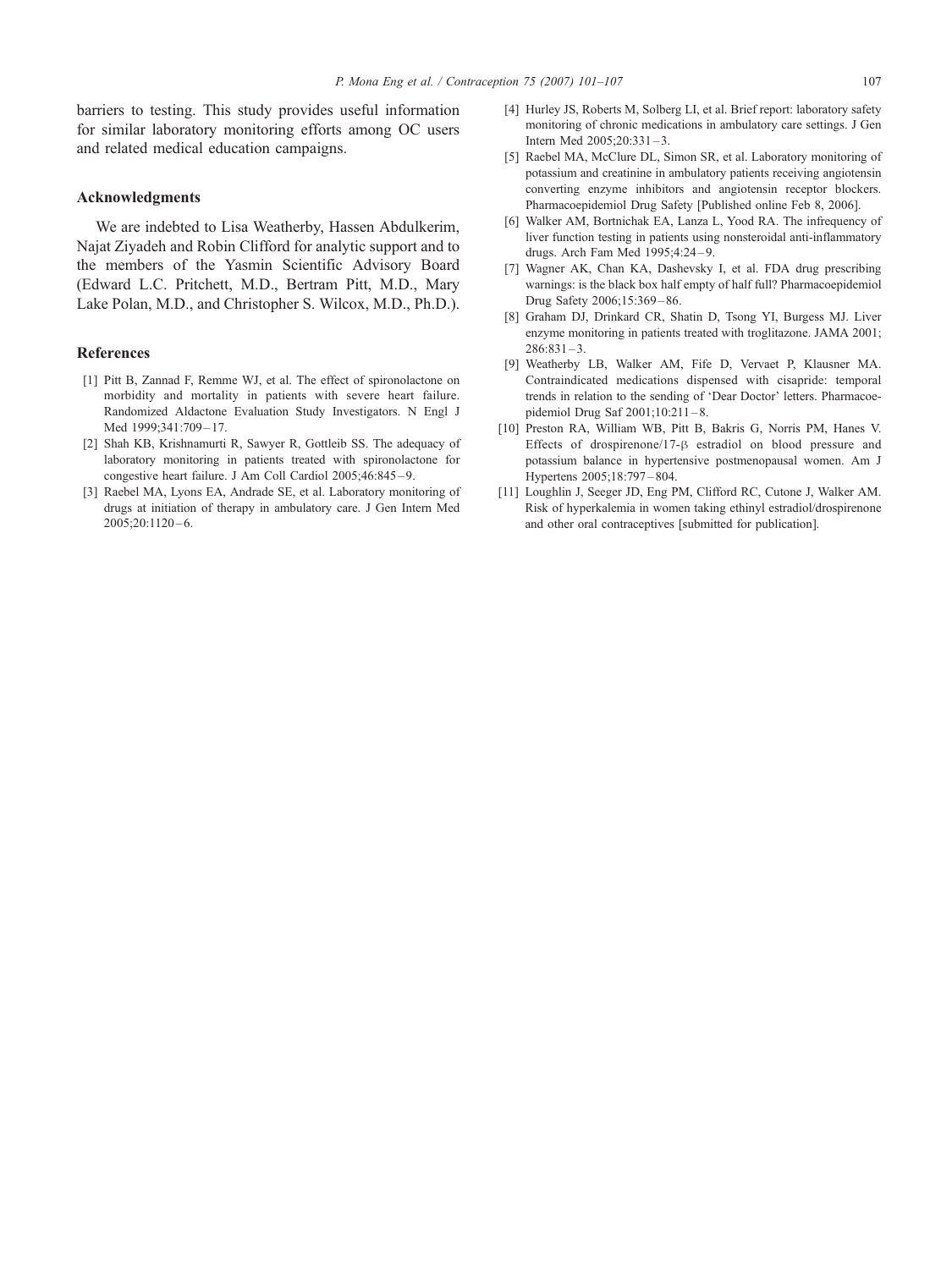barriers to testing. This study provides useful information for similar laboratory monitoring efforts among OC users and related medical education campaigns.

## Acknowledgments

We are indebted to Lisa Weatherby, Hassen Abdulkerim, Najat Ziyadeh and Robin Clifford for analytic support and to the members of the Yasmin Scientific Advisory Board (Edward L.C. Pritchett, M.D., Bertram Pitt, M.D., Mary Lake Polan, M.D., and Christopher S. Wilcox, M.D., Ph.D.).

## References

[1] Pitt B, Zannad F, Remme WJ, et al. The effect of spironolactone on morbidity and mortality in patients with severe heart failure. Randomized Aldactone Evaluation Study Investigators. N Engl J Med 1999;341:709–17.

[2] Shah KB, Krishnamurti R, Sawyer R, Gottleib SS. The adequacy of laboratory monitoring in patients treated with spironolactone for congestive heart failure. J Am Coll Cardiol 2005;46:845–9.

[3] Raebel MA, Lyons EA, Andrade SE, et al. Laboratory monitoring of drugs at initiation of therapy in ambulatory care. J Gen Intern Med 2005;20:1120–6.

[4] Hurley JS, Roberts M, Solberg LI, et al. Brief report: laboratory safety monitoring of chronic medications in ambulatory care settings. J Gen Intern Med 2005;20:331–3.

[5] Raebel MA, McClure DL, Simon SR, et al. Laboratory monitoring of potassium and creatinine in ambulatory patients receiving angiotensin converting enzyme inhibitors and angiotensin receptor blockers. Pharmacoepidemiol Drug Safety [Published online Feb 8, 2006].

[6] Walker AM, Bortnichak EA, Lanza L, Yood RA. The infrequency of liver function testing in patients using nonsteroidal anti-inflammatory drugs. Arch Fam Med 1995;4:24–9.

[7] Wagner AK, Chan KA, Dashevsky I, et al. FDA drug prescribing warnings: is the black box half empty of half full? Pharmacoepidemiol Drug Safety 2006;15:369–86.

[8] Graham DJ, Drinkard CR, Shatin D, Tsong YI, Burgess MJ. Liver enzyme monitoring in patients treated with troglitazone. JAMA 2001;286:831–3.

[9] Weatherby LB, Walker AM, Fife D, Vervaet P, Klausner MA. Contraindicated medications dispensed with cisapride: temporal trends in relation to the sending of 'Dear Doctor' letters. Pharmacoepidemiol Drug Saf 2001;10:211–8.

[10] Preston RA, William WB, Pitt B, Bakris G, Norris PM, Hanes V. Effects of drospirenone/17-β estradiol on blood pressure and potassium balance in hypertensive postmenopausal women. Am J Hypertens 2005;18:797–804.

[11] Loughlin J, Seeger JD, Eng PM, Clifford RC, Cutone J, Walker AM. Risk of hyperkalemia in women taking ethinyl estradiol/drospirenone and other oral contraceptives [submitted for publication].